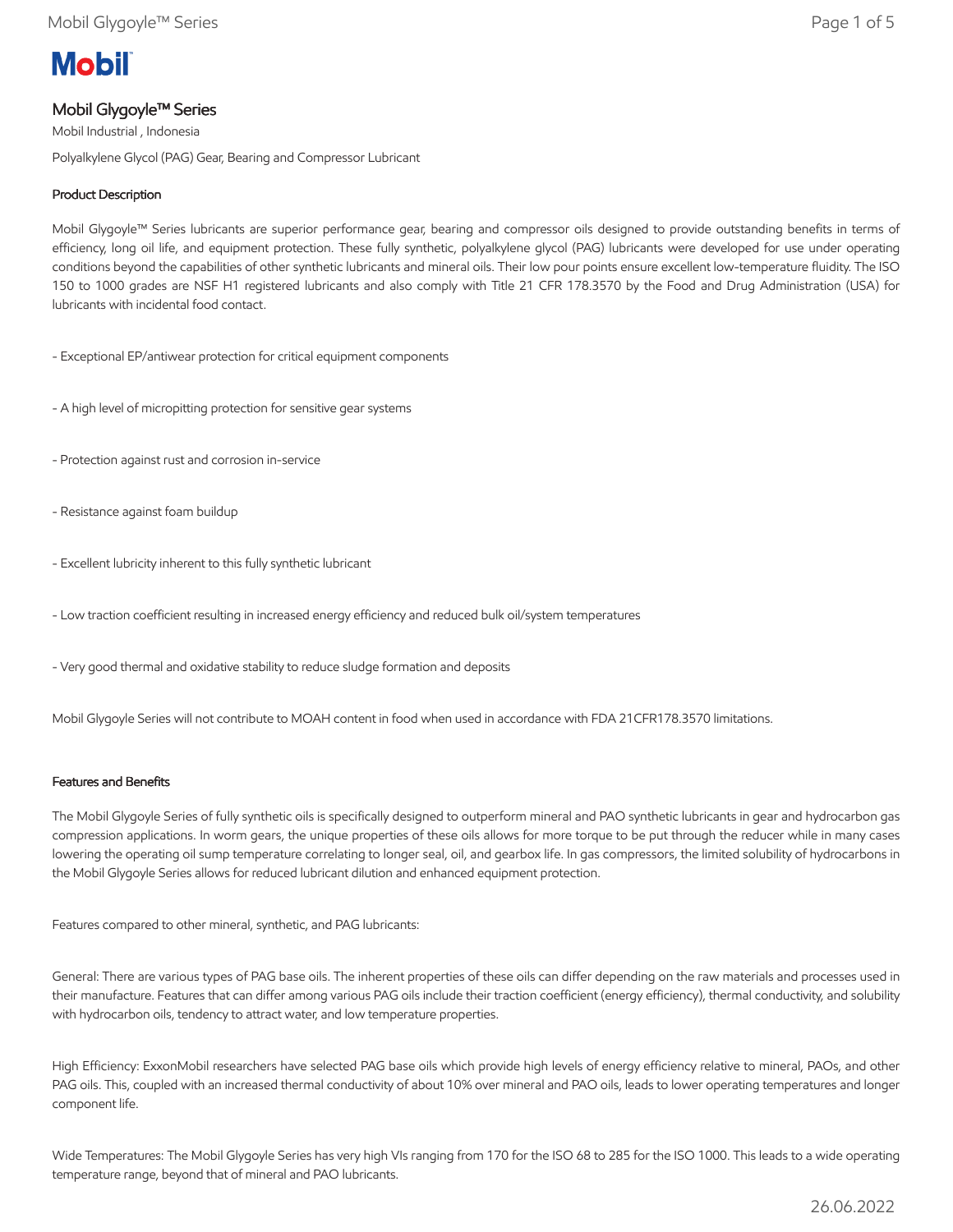# Mobil Glygoyle™ Series

Mobil Industrial , Indonesia

Polyalkylene Glycol (PAG) Gear, Bearing and Compressor Lubricant

## Product Description

Mobil Glygoyle™ Series lubricants are superior performance gear, bearing and compressor oils designed to provide outstanding benefits in terms of efficiency, long oil life, and equipment protection. These fully synthetic, polyalkylene glycol (PAG) lubricants were developed for use under operating conditions beyond the capabilities of other synthetic lubricants and mineral oils. Their low pour points ensure excellent low-temperature fluidity. The ISO 150 to 1000 grades are NSF H1 registered lubricants and also comply with Title 21 CFR 178.3570 by the Food and Drug Administration (USA) for lubricants with incidental food contact.

- Exceptional EP/antiwear protection for critical equipment components

- A high level of micropitting protection for sensitive gear systems

- Protection against rust and corrosion in-service

- Resistance against foam buildup

- Excellent lubricity inherent to this fully synthetic lubricant

- Low traction coefficient resulting in increased energy efficiency and reduced bulk oil/system temperatures

- Very good thermal and oxidative stability to reduce sludge formation and deposits

Mobil Glygoyle Series will not contribute to MOAH content in food when used in accordance with FDA 21CFR178.3570 limitations.

## Features and Benefits

The Mobil Glygoyle Series of fully synthetic oils is specifically designed to outperform mineral and PAO synthetic lubricants in gear and hydrocarbon gas compression applications. In worm gears, the unique properties of these oils allows for more torque to be put through the reducer while in many cases lowering the operating oil sump temperature correlating to longer seal, oil, and gearbox life. In gas compressors, the limited solubility of hydrocarbons in the Mobil Glygoyle Series allows for reduced lubricant dilution and enhanced equipment protection.

Features compared to other mineral, synthetic, and PAG lubricants:

General: There are various types of PAG base oils. The inherent properties of these oils can differ depending on the raw materials and processes used in their manufacture. Features that can differ among various PAG oils include their traction coefficient (energy efficiency), thermal conductivity, and solubility with hydrocarbon oils, tendency to attract water, and low temperature properties.

High Efficiency: ExxonMobil researchers have selected PAG base oils which provide high levels of energy efficiency relative to mineral, PAOs, and other PAG oils. This, coupled with an increased thermal conductivity of about 10% over mineral and PAO oils, leads to lower operating temperatures and longer component life.

Wide Temperatures: The Mobil Glygoyle Series has very high VIs ranging from 170 for the ISO 68 to 285 for the ISO 1000. This leads to a wide operating temperature range, beyond that of mineral and PAO lubricants.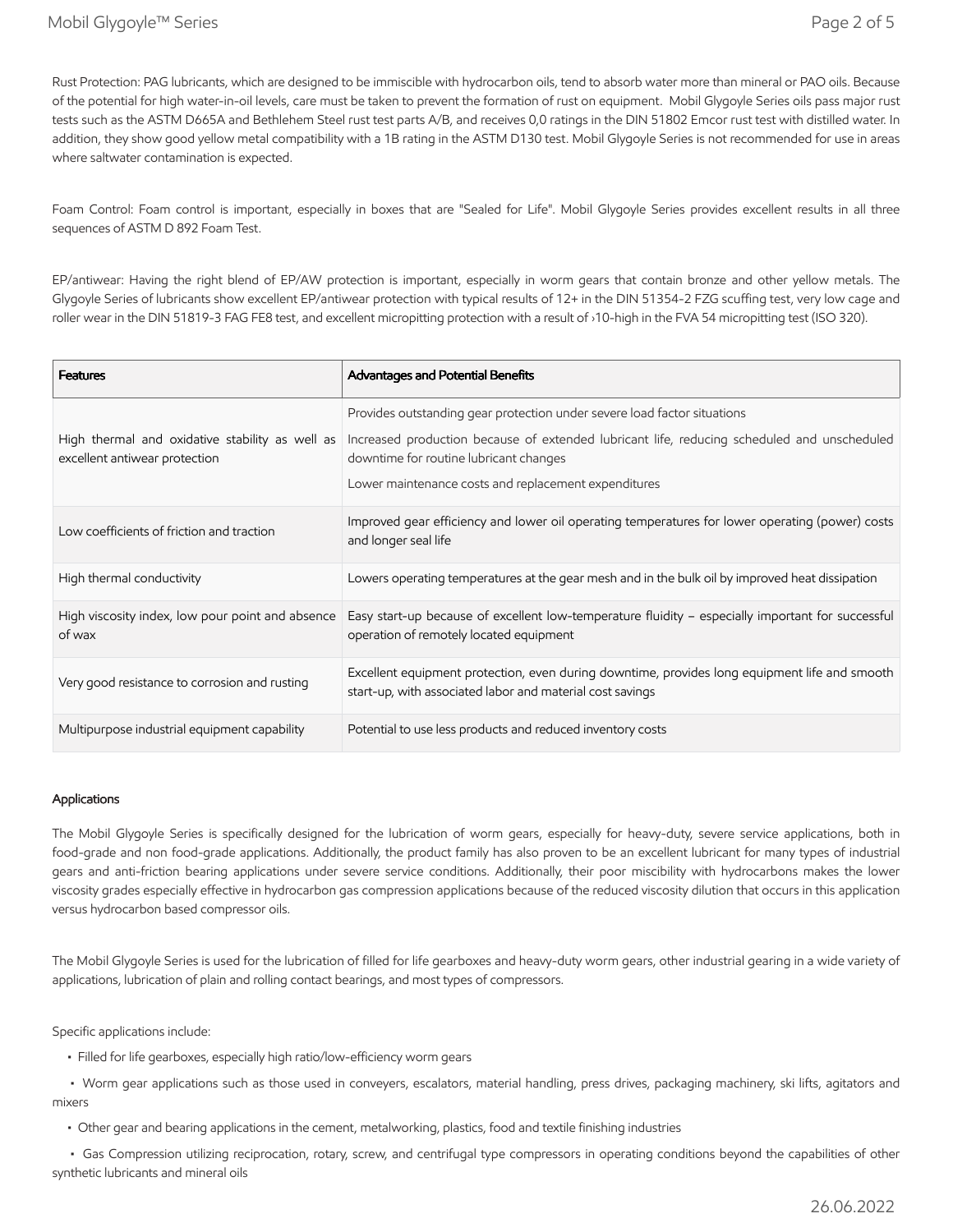Rust Protection: PAG lubricants, which are designed to be immiscible with hydrocarbon oils, tend to absorb water more than mineral or PAO oils. Because of the potential for high water-in-oil levels, care must be taken to prevent the formation of rust on equipment. Mobil Glygoyle Series oils pass major rust tests such as the ASTM D665A and Bethlehem Steel rust test parts A/B, and receives 0,0 ratings in the DIN 51802 Emcor rust test with distilled water. In addition, they show good yellow metal compatibility with a 1B rating in the ASTM D130 test. Mobil Glygoyle Series is not recommended for use in areas where saltwater contamination is expected.

Foam Control: Foam control is important, especially in boxes that are "Sealed for Life". Mobil Glygoyle Series provides excellent results in all three sequences of ASTM D 892 Foam Test.

EP/antiwear: Having the right blend of EP/AW protection is important, especially in worm gears that contain bronze and other yellow metals. The Glygoyle Series of lubricants show excellent EP/antiwear protection with typical results of 12+ in the DIN 51354-2 FZG scuffing test, very low cage and roller wear in the DIN 51819-3 FAG FE8 test, and excellent micropitting protection with a result of ›10-high in the FVA 54 micropitting test (ISO 320).

| Features | Advantages and Potential Benefits |
|---|---|
| High thermal and oxidative stability as well as excellent antiwear protection | Provides outstanding gear protection under severe load factor situations<br>Increased production because of extended lubricant life, reducing scheduled and unscheduled downtime for routine lubricant changes<br>Lower maintenance costs and replacement expenditures |
| Low coefficients of friction and traction | Improved gear efficiency and lower oil operating temperatures for lower operating (power) costs and longer seal life |
| High thermal conductivity | Lowers operating temperatures at the gear mesh and in the bulk oil by improved heat dissipation |
| High viscosity index, low pour point and absence of wax | Easy start-up because of excellent low-temperature fluidity – especially important for successful operation of remotely located equipment |
| Very good resistance to corrosion and rusting | Excellent equipment protection, even during downtime, provides long equipment life and smooth start-up, with associated labor and material cost savings |
| Multipurpose industrial equipment capability | Potential to use less products and reduced inventory costs |

### Applications

The Mobil Glygoyle Series is specifically designed for the lubrication of worm gears, especially for heavy-duty, severe service applications, both in food-grade and non food-grade applications. Additionally, the product family has also proven to be an excellent lubricant for many types of industrial gears and anti-friction bearing applications under severe service conditions. Additionally, their poor miscibility with hydrocarbons makes the lower viscosity grades especially effective in hydrocarbon gas compression applications because of the reduced viscosity dilution that occurs in this application versus hydrocarbon based compressor oils.

The Mobil Glygoyle Series is used for the lubrication of filled for life gearboxes and heavy-duty worm gears, other industrial gearing in a wide variety of applications, lubrication of plain and rolling contact bearings, and most types of compressors.

Specific applications include:

- Filled for life gearboxes, especially high ratio/low-efficiency worm gears
- Worm gear applications such as those used in conveyers, escalators, material handling, press drives, packaging machinery, ski lifts, agitators and mixers
- Other gear and bearing applications in the cement, metalworking, plastics, food and textile finishing industries
- Gas Compression utilizing reciprocation, rotary, screw, and centrifugal type compressors in operating conditions beyond the capabilities of other synthetic lubricants and mineral oils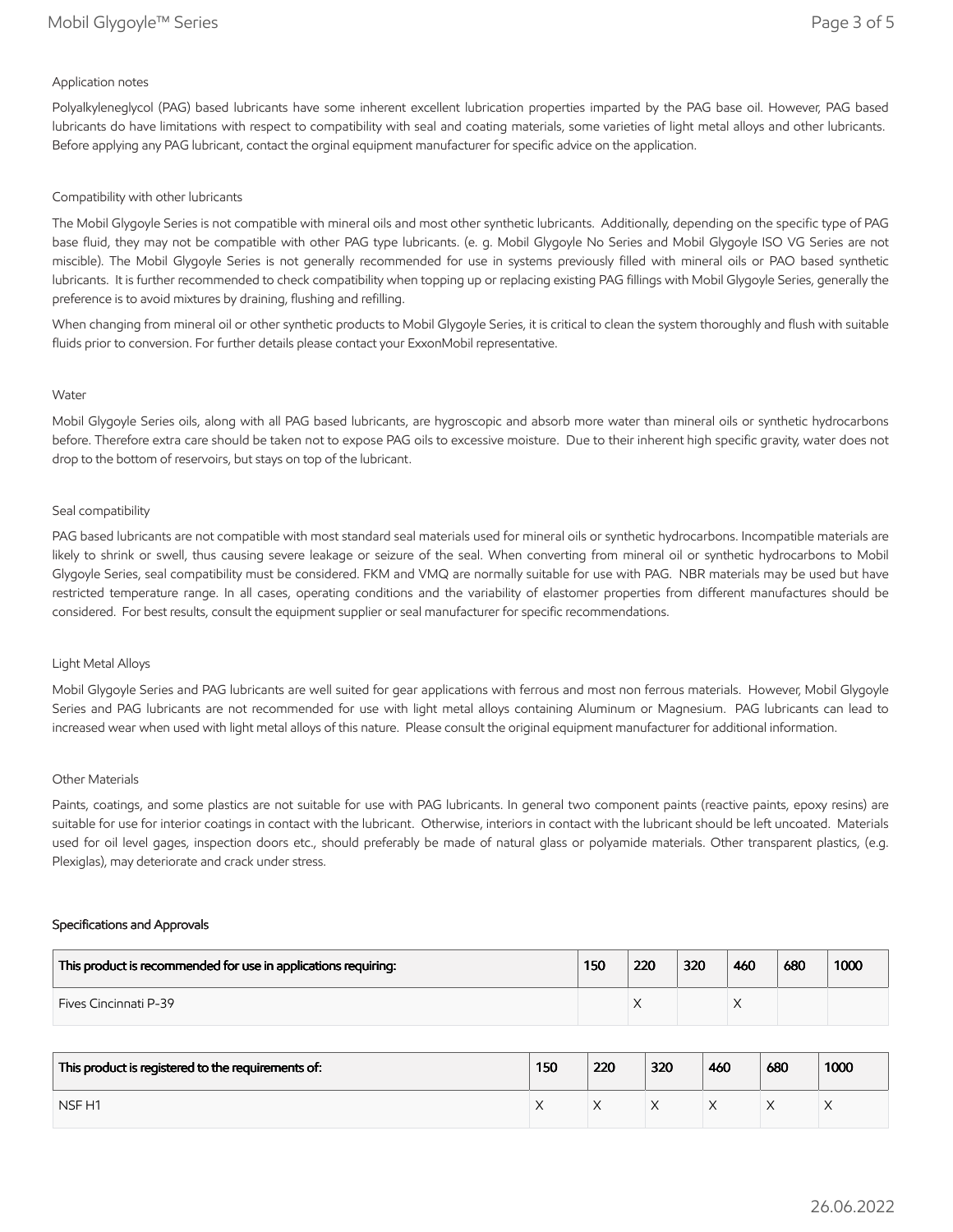### Application notes

Polyalkyleneglycol (PAG) based lubricants have some inherent excellent lubrication properties imparted by the PAG base oil. However, PAG based lubricants do have limitations with respect to compatibility with seal and coating materials, some varieties of light metal alloys and other lubricants. Before applying any PAG lubricant, contact the orginal equipment manufacturer for specific advice on the application.

### Compatibility with other lubricants

The Mobil Glygoyle Series is not compatible with mineral oils and most other synthetic lubricants. Additionally, depending on the specific type of PAG base fluid, they may not be compatible with other PAG type lubricants. (e. g. Mobil Glygoyle No Series and Mobil Glygoyle ISO VG Series are not miscible). The Mobil Glygoyle Series is not generally recommended for use in systems previously filled with mineral oils or PAO based synthetic lubricants. It is further recommended to check compatibility when topping up or replacing existing PAG fillings with Mobil Glygoyle Series, generally the preference is to avoid mixtures by draining, flushing and refilling.

When changing from mineral oil or other synthetic products to Mobil Glygoyle Series, it is critical to clean the system thoroughly and flush with suitable fluids prior to conversion. For further details please contact your ExxonMobil representative.

### Water

Mobil Glygoyle Series oils, along with all PAG based lubricants, are hygroscopic and absorb more water than mineral oils or synthetic hydrocarbons before. Therefore extra care should be taken not to expose PAG oils to excessive moisture. Due to their inherent high specific gravity, water does not drop to the bottom of reservoirs, but stays on top of the lubricant.

### Seal compatibility

PAG based lubricants are not compatible with most standard seal materials used for mineral oils or synthetic hydrocarbons. Incompatible materials are likely to shrink or swell, thus causing severe leakage or seizure of the seal. When converting from mineral oil or synthetic hydrocarbons to Mobil Glygoyle Series, seal compatibility must be considered. FKM and VMQ are normally suitable for use with PAG. NBR materials may be used but have restricted temperature range. In all cases, operating conditions and the variability of elastomer properties from different manufactures should be considered. For best results, consult the equipment supplier or seal manufacturer for specific recommendations.

### Light Metal Alloys

Mobil Glygoyle Series and PAG lubricants are well suited for gear applications with ferrous and most non ferrous materials. However, Mobil Glygoyle Series and PAG lubricants are not recommended for use with light metal alloys containing Aluminum or Magnesium. PAG lubricants can lead to increased wear when used with light metal alloys of this nature. Please consult the original equipment manufacturer for additional information.

### Other Materials

Paints, coatings, and some plastics are not suitable for use with PAG lubricants. In general two component paints (reactive paints, epoxy resins) are suitable for use for interior coatings in contact with the lubricant. Otherwise, interiors in contact with the lubricant should be left uncoated. Materials used for oil level gages, inspection doors etc., should preferably be made of natural glass or polyamide materials. Other transparent plastics, (e.g. Plexiglas), may deteriorate and crack under stress.

## Specifications and Approvals

| This product is recommended for use in applications requiring: | 150 | 220 | 320 | 460 | 680 | 1000 |
|---|---|---|---|---|---|---|
| Fives Cincinnati P-39 | | X | | X | | |

| This product is registered to the requirements of: | 150 | 220 | 320 | 460 | 680 | 1000 |
|---|---|---|---|---|---|---|
| NSF H1 | X | X | X | X | X | X |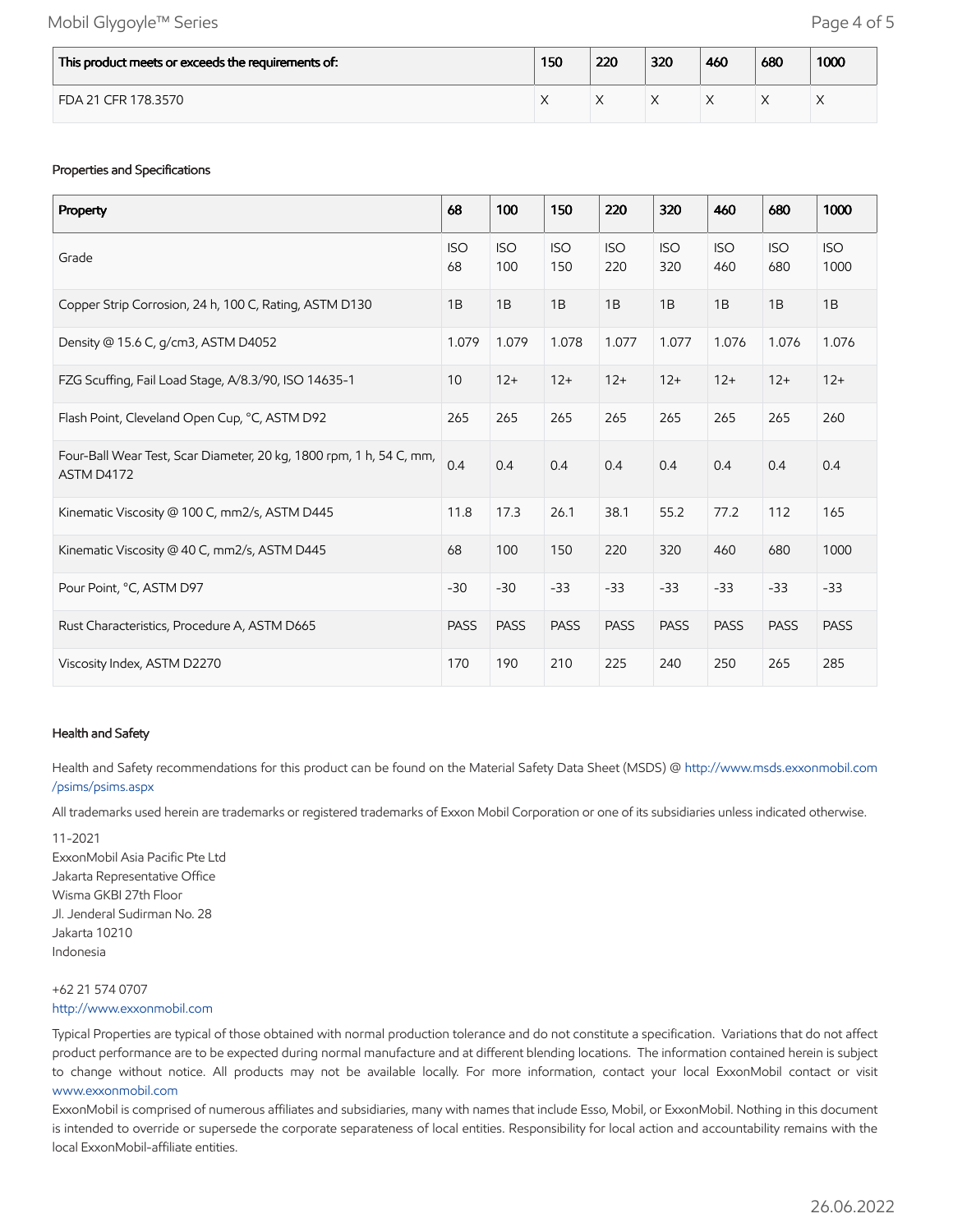| This product meets or exceeds the requirements of: | 150 | 220 | 320 | 460 | 680 | 1000 |
|---|---|---|---|---|---|---|
| FDA 21 CFR 178.3570 | X | X | X | X | X | X |

### Properties and Specifications

| Property | 68 | 100 | 150 | 220 | 320 | 460 | 680 | 1000 |
|---|---|---|---|---|---|---|---|---|
| Grade | ISO 68 | ISO 100 | ISO 150 | ISO 220 | ISO 320 | ISO 460 | ISO 680 | ISO 1000 |
| Copper Strip Corrosion, 24 h, 100 C, Rating, ASTM D130 | 1B | 1B | 1B | 1B | 1B | 1B | 1B | 1B |
| Density @ 15.6 C, g/cm3, ASTM D4052 | 1.079 | 1.079 | 1.078 | 1.077 | 1.077 | 1.076 | 1.076 | 1.076 |
| FZG Scuffing, Fail Load Stage, A/8.3/90, ISO 14635-1 | 10 | 12+ | 12+ | 12+ | 12+ | 12+ | 12+ | 12+ |
| Flash Point, Cleveland Open Cup, °C, ASTM D92 | 265 | 265 | 265 | 265 | 265 | 265 | 265 | 260 |
| Four-Ball Wear Test, Scar Diameter, 20 kg, 1800 rpm, 1 h, 54 C, mm, ASTM D4172 | 0.4 | 0.4 | 0.4 | 0.4 | 0.4 | 0.4 | 0.4 | 0.4 |
| Kinematic Viscosity @ 100 C, mm2/s, ASTM D445 | 11.8 | 17.3 | 26.1 | 38.1 | 55.2 | 77.2 | 112 | 165 |
| Kinematic Viscosity @ 40 C, mm2/s, ASTM D445 | 68 | 100 | 150 | 220 | 320 | 460 | 680 | 1000 |
| Pour Point, °C, ASTM D97 | -30 | -30 | -33 | -33 | -33 | -33 | -33 | -33 |
| Rust Characteristics, Procedure A, ASTM D665 | PASS | PASS | PASS | PASS | PASS | PASS | PASS | PASS |
| Viscosity Index, ASTM D2270 | 170 | 190 | 210 | 225 | 240 | 250 | 265 | 285 |

### Health and Safety

Health and Safety recommendations for this product can be found on the Material Safety Data Sheet (MSDS) @ http://www.msds.exxonmobil.com/psims/psims.aspx

All trademarks used herein are trademarks or registered trademarks of Exxon Mobil Corporation or one of its subsidiaries unless indicated otherwise.

11-2021
ExxonMobil Asia Pacific Pte Ltd
Jakarta Representative Office
Wisma GKBI 27th Floor
Jl. Jenderal Sudirman No. 28
Jakarta 10210
Indonesia

+62 21 574 0707
http://www.exxonmobil.com

Typical Properties are typical of those obtained with normal production tolerance and do not constitute a specification. Variations that do not affect product performance are to be expected during normal manufacture and at different blending locations. The information contained herein is subject to change without notice. All products may not be available locally. For more information, contact your local ExxonMobil contact or visit www.exxonmobil.com

ExxonMobil is comprised of numerous affiliates and subsidiaries, many with names that include Esso, Mobil, or ExxonMobil. Nothing in this document is intended to override or supersede the corporate separateness of local entities. Responsibility for local action and accountability remains with the local ExxonMobil-affiliate entities.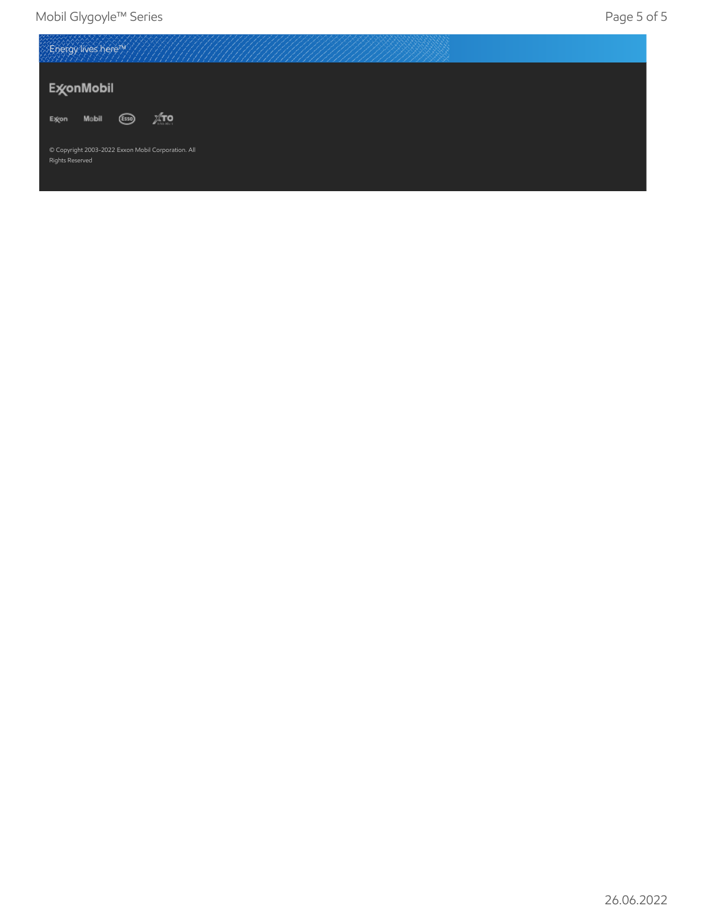Energy lives here™

ExxonMobil

Exxon Mobil Esso XTO

© Copyright 2003-2022 Exxon Mobil Corporation. All Rights Reserved